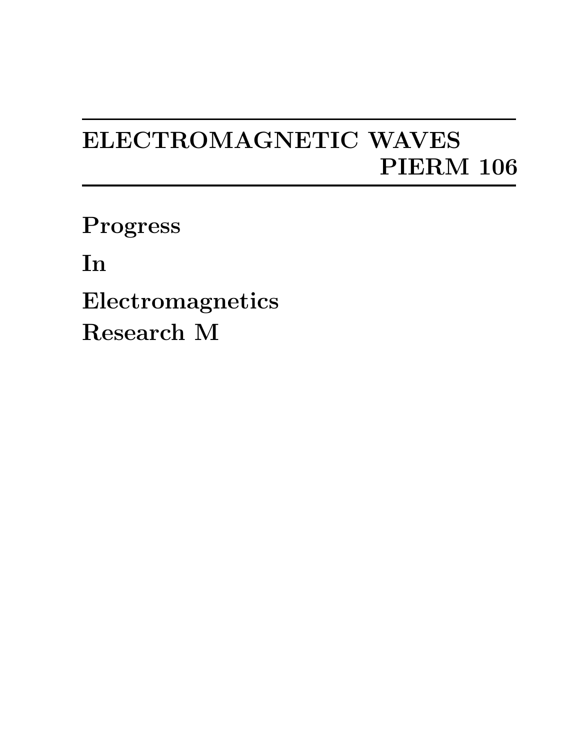# ELECTROMAGNETIC WAVES
# PIERM 106

**Progress**

**In**

**Electromagnetics**

**Research M**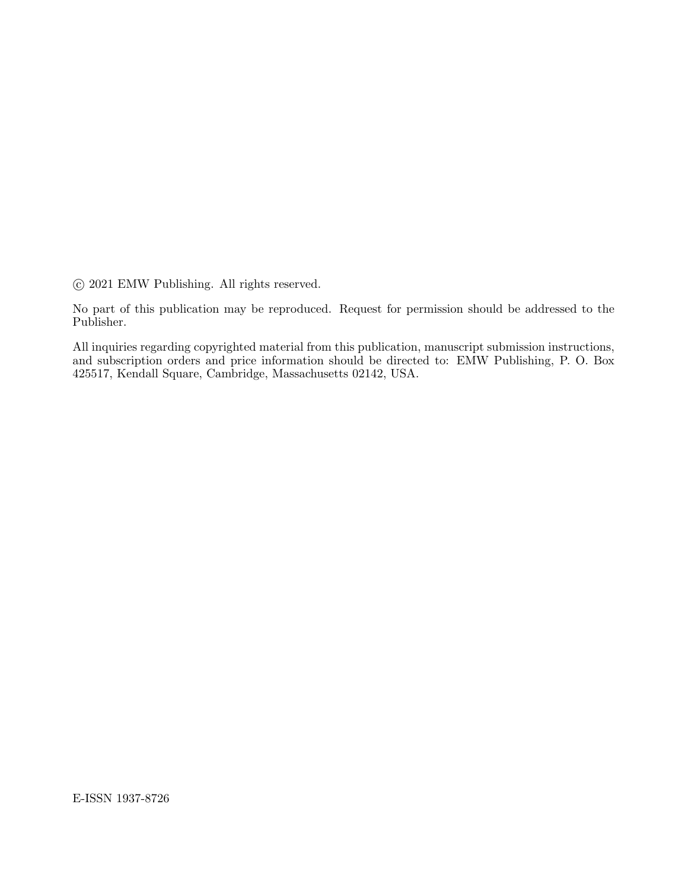© 2021 EMW Publishing. All rights reserved.

No part of this publication may be reproduced. Request for permission should be addressed to the Publisher.

All inquiries regarding copyrighted material from this publication, manuscript submission instructions, and subscription orders and price information should be directed to: EMW Publishing, P. O. Box 425517, Kendall Square, Cambridge, Massachusetts 02142, USA.

E-ISSN 1937-8726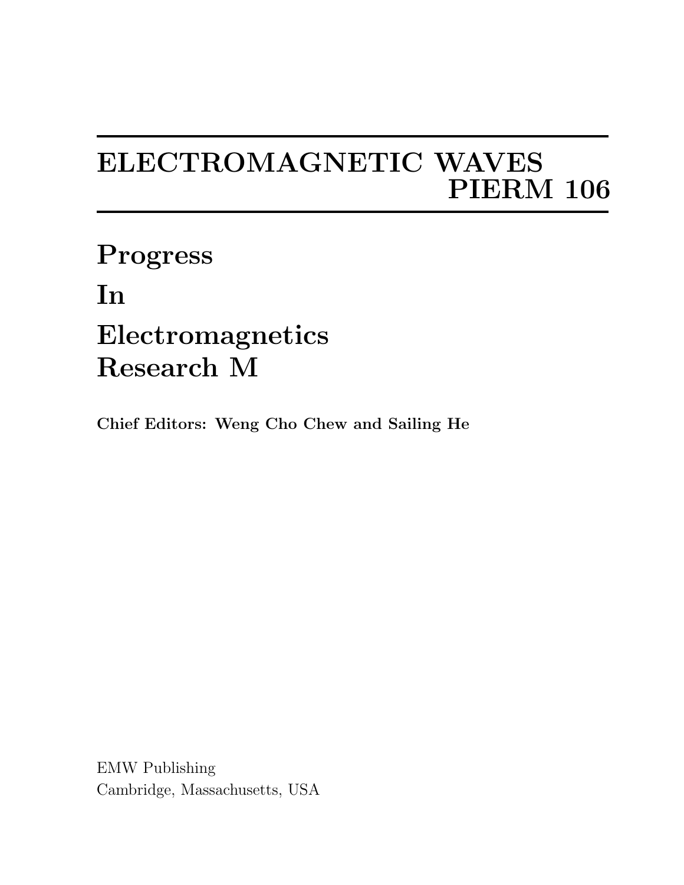# ELECTROMAGNETIC WAVES
# PIERM 106

# Progress
# In
# Electromagnetics
# Research M

**Chief Editors: Weng Cho Chew and Sailing He**

EMW Publishing
Cambridge, Massachusetts, USA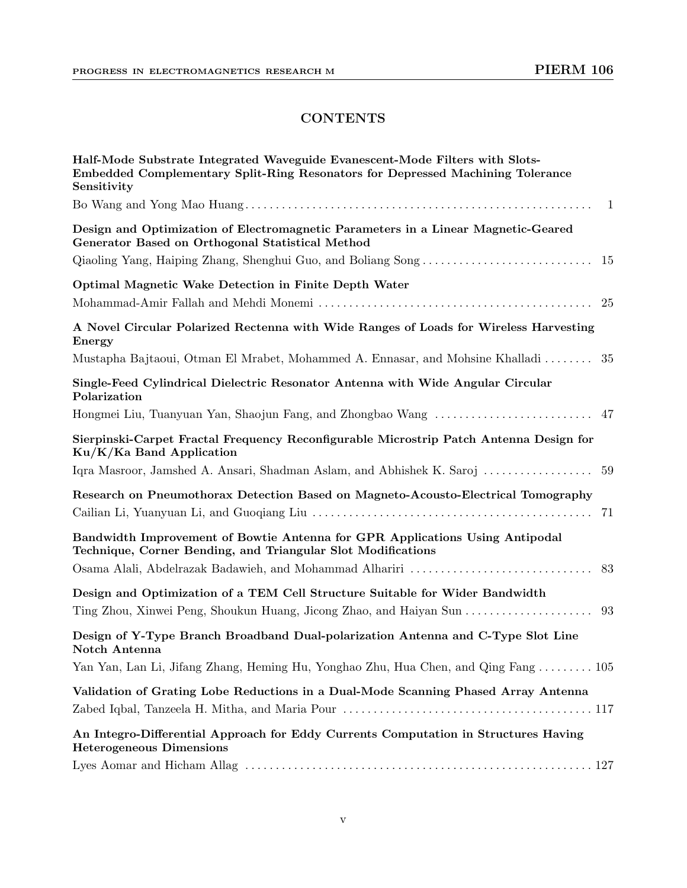## CONTENTS

**Half-Mode Substrate Integrated Waveguide Evanescent-Mode Filters with Slots-Embedded Complementary Split-Ring Resonators for Depressed Machining Tolerance Sensitivity**

Bo Wang and Yong Mao Huang . . . . . . . . . . 1

**Design and Optimization of Electromagnetic Parameters in a Linear Magnetic-Geared Generator Based on Orthogonal Statistical Method**

Qiaoling Yang, Haiping Zhang, Shenghui Guo, and Boliang Song . . . . . . . . . . 15

**Optimal Magnetic Wake Detection in Finite Depth Water**

Mohammad-Amir Fallah and Mehdi Monemi . . . . . . . . . . 25

**A Novel Circular Polarized Rectenna with Wide Ranges of Loads for Wireless Harvesting Energy**

Mustapha Bajtaoui, Otman El Mrabet, Mohammed A. Ennasar, and Mohsine Khalladi . . . . . . . . . . 35

**Single-Feed Cylindrical Dielectric Resonator Antenna with Wide Angular Circular Polarization**

Hongmei Liu, Tuanyuan Yan, Shaojun Fang, and Zhongbao Wang . . . . . . . . . . 47

**Sierpinski-Carpet Fractal Frequency Reconfigurable Microstrip Patch Antenna Design for Ku/K/Ka Band Application**

Iqra Masroor, Jamshed A. Ansari, Shadman Aslam, and Abhishek K. Saroj . . . . . . . . . . 59

**Research on Pneumothorax Detection Based on Magneto-Acousto-Electrical Tomography**

Cailian Li, Yuanyuan Li, and Guoqiang Liu . . . . . . . . . . 71

**Bandwidth Improvement of Bowtie Antenna for GPR Applications Using Antipodal Technique, Corner Bending, and Triangular Slot Modifications**

Osama Alali, Abdelrazak Badawieh, and Mohammad Alhariri . . . . . . . . . . 83

**Design and Optimization of a TEM Cell Structure Suitable for Wider Bandwidth**

Ting Zhou, Xinwei Peng, Shoukun Huang, Jicong Zhao, and Haiyan Sun . . . . . . . . . . 93

**Design of Y-Type Branch Broadband Dual-polarization Antenna and C-Type Slot Line Notch Antenna**

Yan Yan, Lan Li, Jifang Zhang, Heming Hu, Yonghao Zhu, Hua Chen, and Qing Fang . . . . . . . . . . 105

**Validation of Grating Lobe Reductions in a Dual-Mode Scanning Phased Array Antenna**

Zabed Iqbal, Tanzeela H. Mitha, and Maria Pour . . . . . . . . . . 117

**An Integro-Differential Approach for Eddy Currents Computation in Structures Having Heterogeneous Dimensions**

Lyes Aomar and Hicham Allag . . . . . . . . . . 127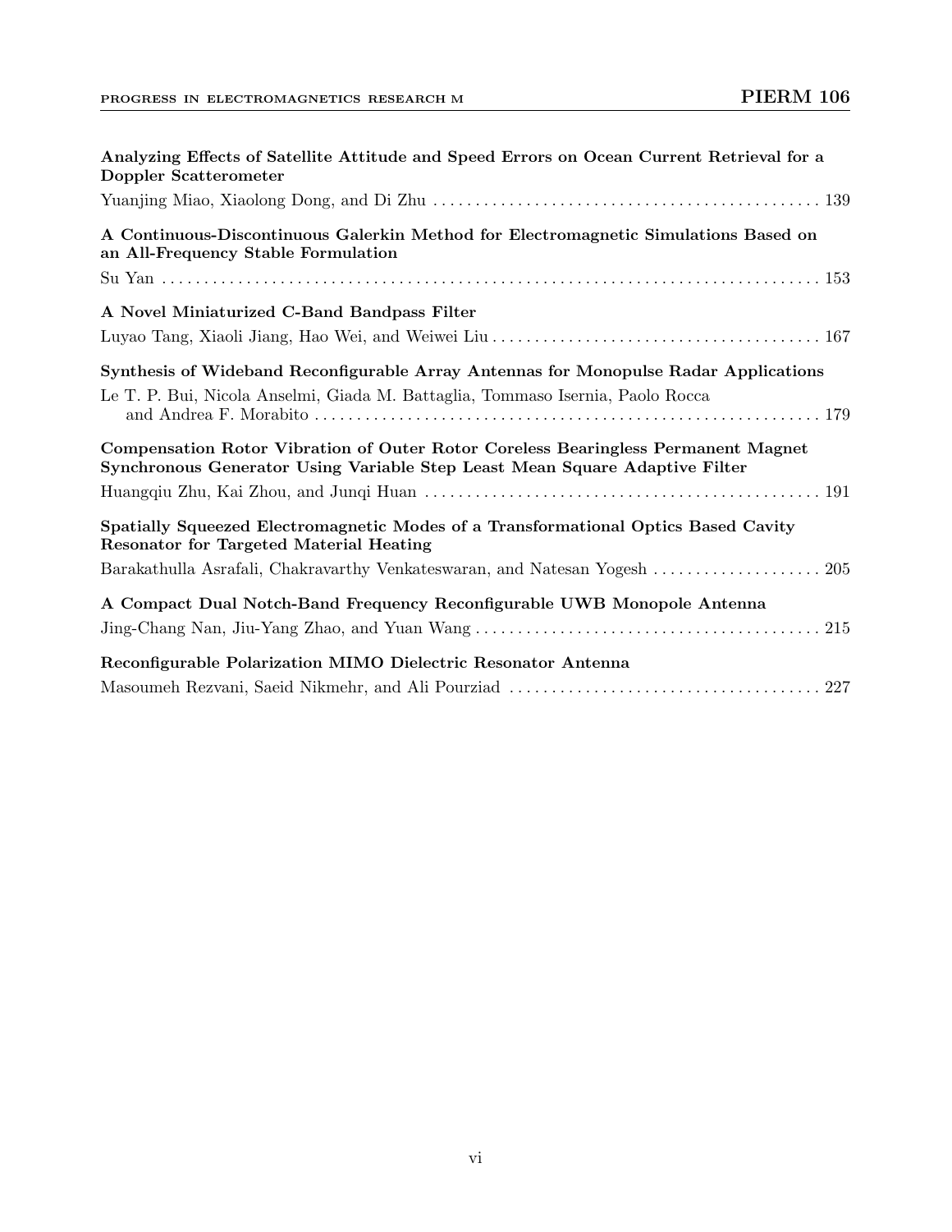**Analyzing Effects of Satellite Attitude and Speed Errors on Ocean Current Retrieval for a Doppler Scatterometer**

Yuanjing Miao, Xiaolong Dong, and Di Zhu . . . . . . . . . . . . . . . . . . . . . . . . . . . . . . . . . . . . . . . . . . . . . . 139

**A Continuous-Discontinuous Galerkin Method for Electromagnetic Simulations Based on an All-Frequency Stable Formulation**

Su Yan . . . . . . . . . . . . . . . . . . . . . . . . . . . . . . . . . . . . . . . . . . . . . . . . . . . . . . . . . . . . . . . . . . . . . . . . . . . . 153

**A Novel Miniaturized C-Band Bandpass Filter**

Luyao Tang, Xiaoli Jiang, Hao Wei, and Weiwei Liu . . . . . . . . . . . . . . . . . . . . . . . . . . . . . . . . . . . . . . . 167

**Synthesis of Wideband Reconfigurable Array Antennas for Monopulse Radar Applications**

Le T. P. Bui, Nicola Anselmi, Giada M. Battaglia, Tommaso Isernia, Paolo Rocca and Andrea F. Morabito . . . . . . . . . . . . . . . . . . . . . . . . . . . . . . . . . . . . . . . . . . . . . . . . . . . . . . . . . . . . . . 179

**Compensation Rotor Vibration of Outer Rotor Coreless Bearingless Permanent Magnet Synchronous Generator Using Variable Step Least Mean Square Adaptive Filter**

Huangqiu Zhu, Kai Zhou, and Junqi Huan . . . . . . . . . . . . . . . . . . . . . . . . . . . . . . . . . . . . . . . . . . . . . . . . 191

**Spatially Squeezed Electromagnetic Modes of a Transformational Optics Based Cavity Resonator for Targeted Material Heating**

Barakathulla Asrafali, Chakravarthy Venkateswaran, and Natesan Yogesh . . . . . . . . . . . . . . . . . . . . 205

**A Compact Dual Notch-Band Frequency Reconfigurable UWB Monopole Antenna**

Jing-Chang Nan, Jiu-Yang Zhao, and Yuan Wang . . . . . . . . . . . . . . . . . . . . . . . . . . . . . . . . . . . . . . . . . . 215

**Reconfigurable Polarization MIMO Dielectric Resonator Antenna**

Masoumeh Rezvani, Saeid Nikmehr, and Ali Pourziad . . . . . . . . . . . . . . . . . . . . . . . . . . . . . . . . . . . . . 227